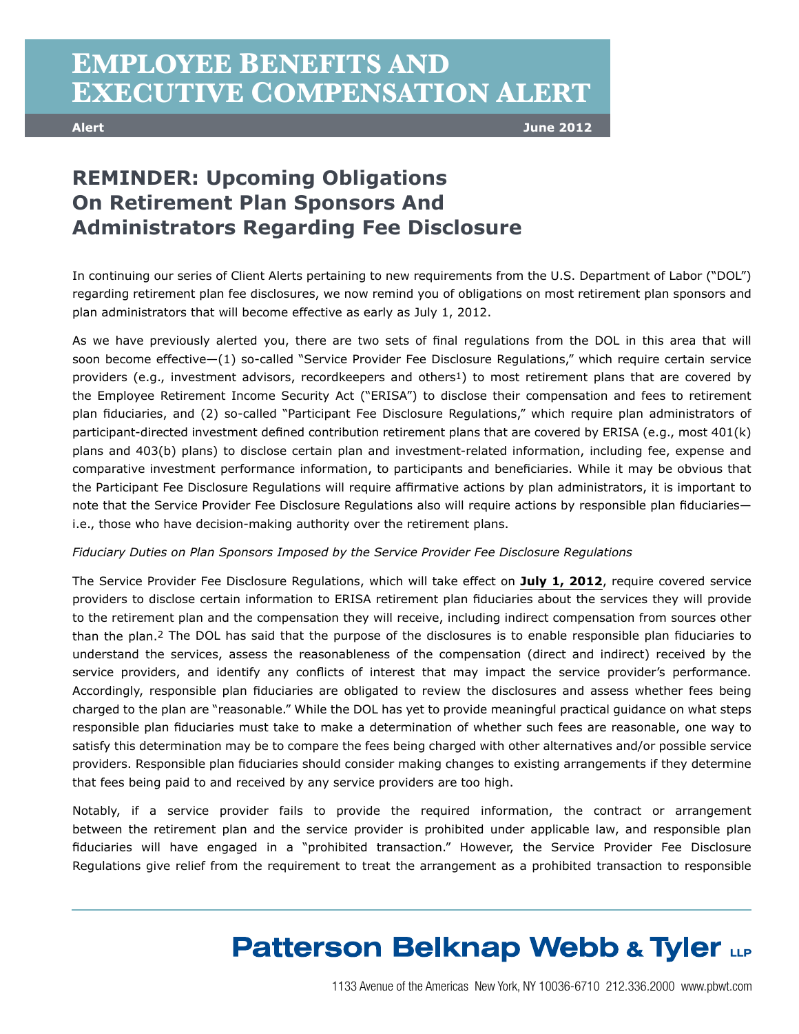# Employee Benefits and Executive Compensation Alert

**Alert** **June 2012**

## REMINDER: Upcoming Obligations On Retirement Plan Sponsors And Administrators Regarding Fee Disclosure

In continuing our series of Client Alerts pertaining to new requirements from the U.S. Department of Labor ("DOL") regarding retirement plan fee disclosures, we now remind you of obligations on most retirement plan sponsors and plan administrators that will become effective as early as July 1, 2012.

As we have previously alerted you, there are two sets of final regulations from the DOL in this area that will soon become effective—(1) so-called "Service Provider Fee Disclosure Regulations," which require certain service providers (e.g., investment advisors, recordkeepers and others[1]) to most retirement plans that are covered by the Employee Retirement Income Security Act ("ERISA") to disclose their compensation and fees to retirement plan fiduciaries, and (2) so-called "Participant Fee Disclosure Regulations," which require plan administrators of participant-directed investment defined contribution retirement plans that are covered by ERISA (e.g., most 401(k) plans and 403(b) plans) to disclose certain plan and investment-related information, including fee, expense and comparative investment performance information, to participants and beneficiaries. While it may be obvious that the Participant Fee Disclosure Regulations will require affirmative actions by plan administrators, it is important to note that the Service Provider Fee Disclosure Regulations also will require actions by responsible plan fiduciaries—i.e., those who have decision-making authority over the retirement plans.

*Fiduciary Duties on Plan Sponsors Imposed by the Service Provider Fee Disclosure Regulations*

The Service Provider Fee Disclosure Regulations, which will take effect on **July 1, 2012**, require covered service providers to disclose certain information to ERISA retirement plan fiduciaries about the services they will provide to the retirement plan and the compensation they will receive, including indirect compensation from sources other than the plan.[2] The DOL has said that the purpose of the disclosures is to enable responsible plan fiduciaries to understand the services, assess the reasonableness of the compensation (direct and indirect) received by the service providers, and identify any conflicts of interest that may impact the service provider's performance. Accordingly, responsible plan fiduciaries are obligated to review the disclosures and assess whether fees being charged to the plan are "reasonable." While the DOL has yet to provide meaningful practical guidance on what steps responsible plan fiduciaries must take to make a determination of whether such fees are reasonable, one way to satisfy this determination may be to compare the fees being charged with other alternatives and/or possible service providers. Responsible plan fiduciaries should consider making changes to existing arrangements if they determine that fees being paid to and received by any service providers are too high.

Notably, if a service provider fails to provide the required information, the contract or arrangement between the retirement plan and the service provider is prohibited under applicable law, and responsible plan fiduciaries will have engaged in a "prohibited transaction." However, the Service Provider Fee Disclosure Regulations give relief from the requirement to treat the arrangement as a prohibited transaction to responsible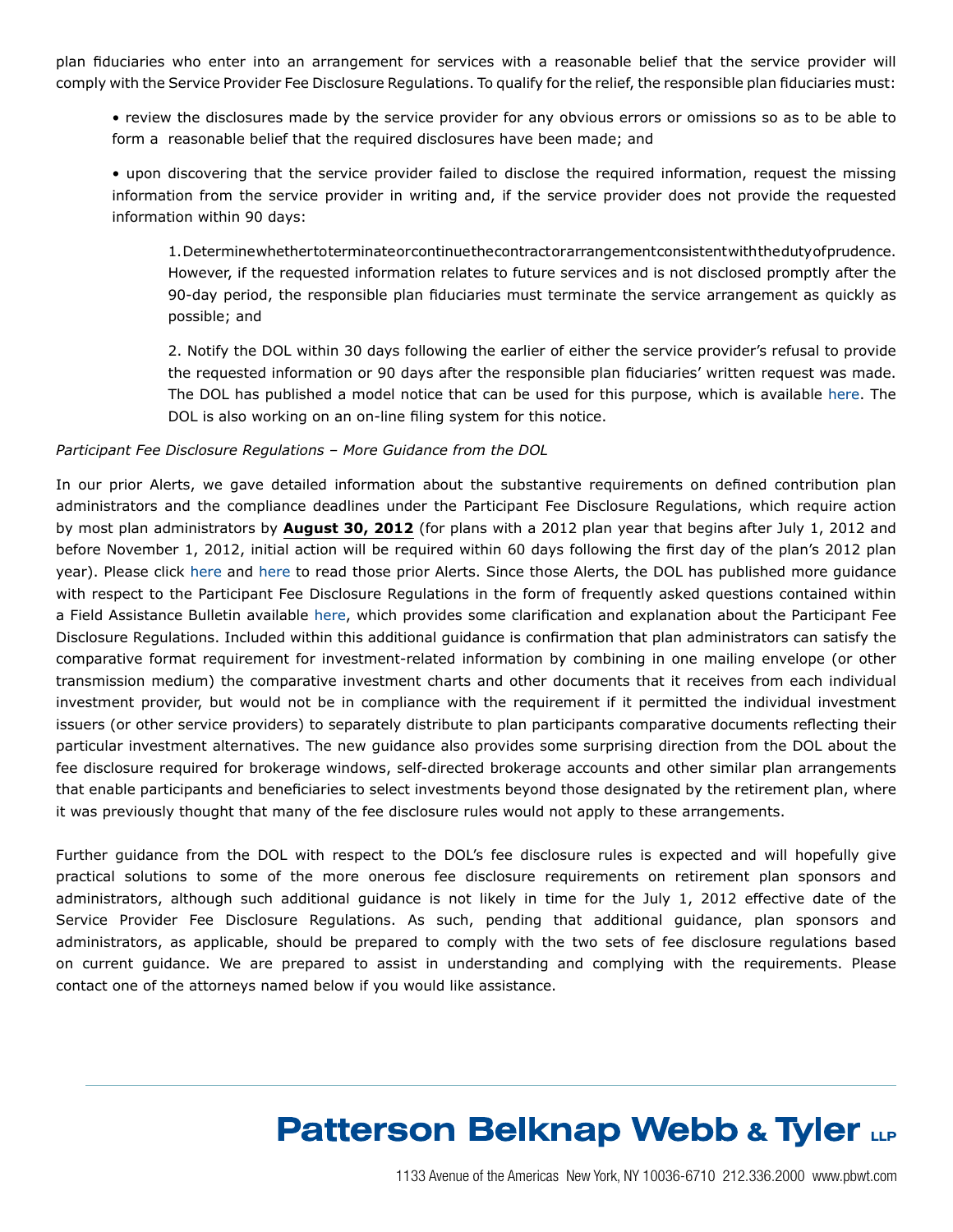plan fiduciaries who enter into an arrangement for services with a reasonable belief that the service provider will comply with the Service Provider Fee Disclosure Regulations. To qualify for the relief, the responsible plan fiduciaries must:

- review the disclosures made by the service provider for any obvious errors or omissions so as to be able to form a reasonable belief that the required disclosures have been made; and

- upon discovering that the service provider failed to disclose the required information, request the missing information from the service provider in writing and, if the service provider does not provide the requested information within 90 days:

  1. Determine whether to terminate or continue the contract or arrangement consistent with the duty of prudence. However, if the requested information relates to future services and is not disclosed promptly after the 90-day period, the responsible plan fiduciaries must terminate the service arrangement as quickly as possible; and

  2. Notify the DOL within 30 days following the earlier of either the service provider's refusal to provide the requested information or 90 days after the responsible plan fiduciaries' written request was made. The DOL has published a model notice that can be used for this purpose, which is available here. The DOL is also working on an on-line filing system for this notice.

*Participant Fee Disclosure Regulations – More Guidance from the DOL*

In our prior Alerts, we gave detailed information about the substantive requirements on defined contribution plan administrators and the compliance deadlines under the Participant Fee Disclosure Regulations, which require action by most plan administrators by **August 30, 2012** (for plans with a 2012 plan year that begins after July 1, 2012 and before November 1, 2012, initial action will be required within 60 days following the first day of the plan's 2012 plan year). Please click here and here to read those prior Alerts. Since those Alerts, the DOL has published more guidance with respect to the Participant Fee Disclosure Regulations in the form of frequently asked questions contained within a Field Assistance Bulletin available here, which provides some clarification and explanation about the Participant Fee Disclosure Regulations. Included within this additional guidance is confirmation that plan administrators can satisfy the comparative format requirement for investment-related information by combining in one mailing envelope (or other transmission medium) the comparative investment charts and other documents that it receives from each individual investment provider, but would not be in compliance with the requirement if it permitted the individual investment issuers (or other service providers) to separately distribute to plan participants comparative documents reflecting their particular investment alternatives. The new guidance also provides some surprising direction from the DOL about the fee disclosure required for brokerage windows, self-directed brokerage accounts and other similar plan arrangements that enable participants and beneficiaries to select investments beyond those designated by the retirement plan, where it was previously thought that many of the fee disclosure rules would not apply to these arrangements.

Further guidance from the DOL with respect to the DOL's fee disclosure rules is expected and will hopefully give practical solutions to some of the more onerous fee disclosure requirements on retirement plan sponsors and administrators, although such additional guidance is not likely in time for the July 1, 2012 effective date of the Service Provider Fee Disclosure Regulations. As such, pending that additional guidance, plan sponsors and administrators, as applicable, should be prepared to comply with the two sets of fee disclosure regulations based on current guidance. We are prepared to assist in understanding and complying with the requirements. Please contact one of the attorneys named below if you would like assistance.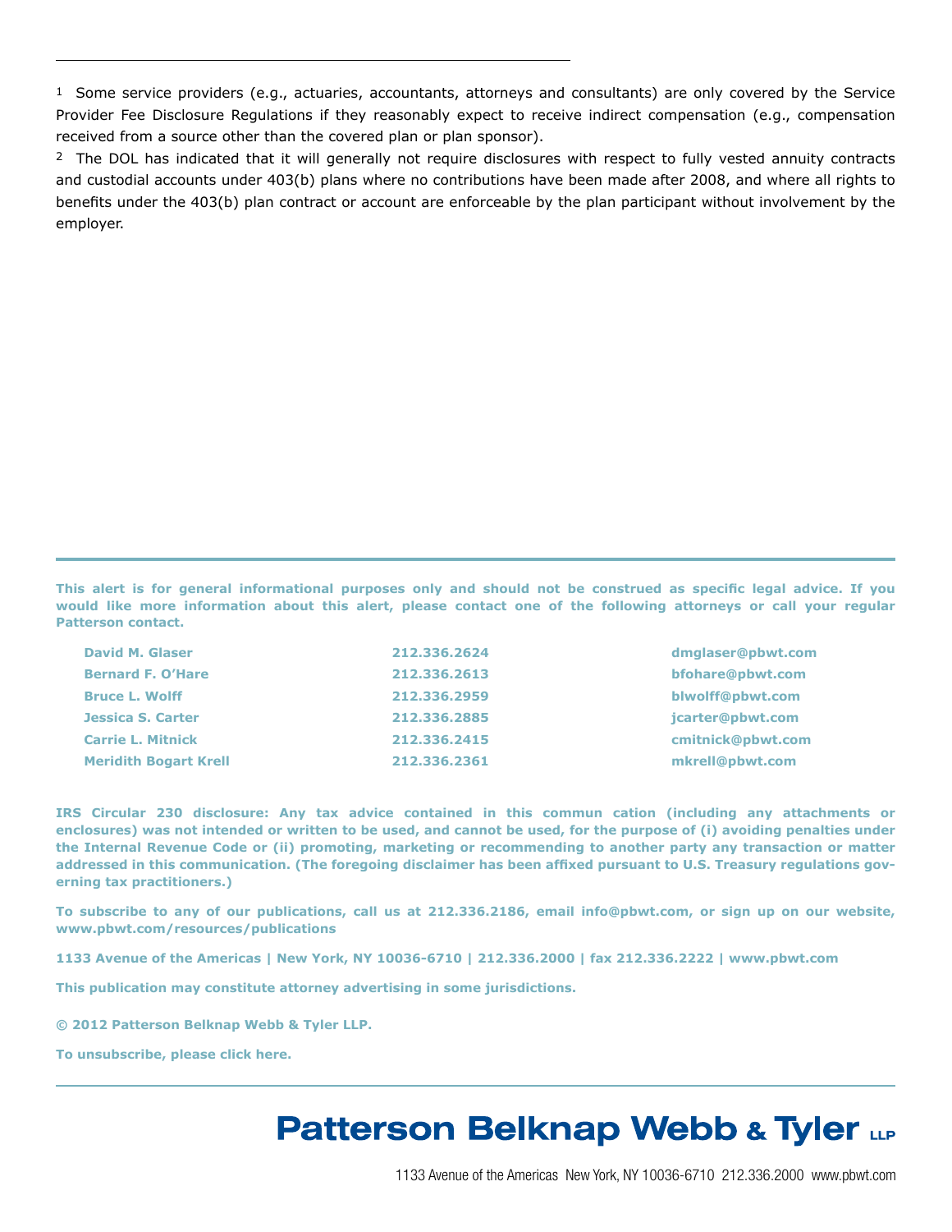[1] Some service providers (e.g., actuaries, accountants, attorneys and consultants) are only covered by the Service Provider Fee Disclosure Regulations if they reasonably expect to receive indirect compensation (e.g., compensation received from a source other than the covered plan or plan sponsor).

[2] The DOL has indicated that it will generally not require disclosures with respect to fully vested annuity contracts and custodial accounts under 403(b) plans where no contributions have been made after 2008, and where all rights to benefits under the 403(b) plan contract or account are enforceable by the plan participant without involvement by the employer.

---

**This alert is for general informational purposes only and should not be construed as specific legal advice. If you would like more information about this alert, please contact one of the following attorneys or call your regular Patterson contact.**

| | | |
|---|---|---|
| **David M. Glaser** | **212.336.2624** | **dmglaser@pbwt.com** |
| **Bernard F. O'Hare** | **212.336.2613** | **bfohare@pbwt.com** |
| **Bruce L. Wolff** | **212.336.2959** | **blwolff@pbwt.com** |
| **Jessica S. Carter** | **212.336.2885** | **jcarter@pbwt.com** |
| **Carrie L. Mitnick** | **212.336.2415** | **cmitnick@pbwt.com** |
| **Meridith Bogart Krell** | **212.336.2361** | **mkrell@pbwt.com** |

**IRS Circular 230 disclosure: Any tax advice contained in this commun cation (including any attachments or enclosures) was not intended or written to be used, and cannot be used, for the purpose of (i) avoiding penalties under the Internal Revenue Code or (ii) promoting, marketing or recommending to another party any transaction or matter addressed in this communication. (The foregoing disclaimer has been affixed pursuant to U.S. Treasury regulations governing tax practitioners.)**

**To subscribe to any of our publications, call us at 212.336.2186, email info@pbwt.com, or sign up on our website, www.pbwt.com/resources/publications**

**1133 Avenue of the Americas | New York, NY 10036-6710 | 212.336.2000 | fax 212.336.2222 | www.pbwt.com**

**This publication may constitute attorney advertising in some jurisdictions.**

**© 2012 Patterson Belknap Webb & Tyler LLP.**

**To unsubscribe, please click here.**

---

**Patterson Belknap Webb & Tyler LLP**

1133 Avenue of the Americas New York, NY 10036-6710 212.336.2000 www.pbwt.com